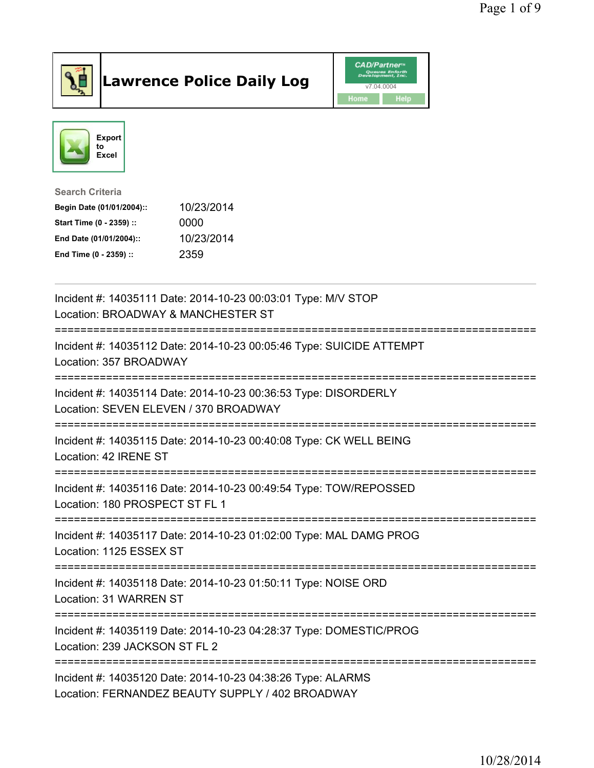# Lawrence Police Daily Log

CAD/Partner
v7.04.0004
Home Help

Export to Excel

**Search Criteria**

| | |
|---|---|
| **Begin Date (01/01/2004)::** | 10/23/2014 |
| **Start Time (0 - 2359) ::** | 0000 |
| **End Date (01/01/2004)::** | 10/23/2014 |
| **End Time (0 - 2359) ::** | 2359 |

---

Incident #: 14035111 Date: 2014-10-23 00:03:01 Type: M/V STOP
Location: BROADWAY & MANCHESTER ST

===========================================================================

Incident #: 14035112 Date: 2014-10-23 00:05:46 Type: SUICIDE ATTEMPT
Location: 357 BROADWAY

===========================================================================

Incident #: 14035114 Date: 2014-10-23 00:36:53 Type: DISORDERLY
Location: SEVEN ELEVEN / 370 BROADWAY

===========================================================================

Incident #: 14035115 Date: 2014-10-23 00:40:08 Type: CK WELL BEING
Location: 42 IRENE ST

===========================================================================

Incident #: 14035116 Date: 2014-10-23 00:49:54 Type: TOW/REPOSSED
Location: 180 PROSPECT ST FL 1

===========================================================================

Incident #: 14035117 Date: 2014-10-23 01:02:00 Type: MAL DAMG PROG
Location: 1125 ESSEX ST

===========================================================================

Incident #: 14035118 Date: 2014-10-23 01:50:11 Type: NOISE ORD
Location: 31 WARREN ST

===========================================================================

Incident #: 14035119 Date: 2014-10-23 04:28:37 Type: DOMESTIC/PROG
Location: 239 JACKSON ST FL 2

===========================================================================

Incident #: 14035120 Date: 2014-10-23 04:38:26 Type: ALARMS
Location: FERNANDEZ BEAUTY SUPPLY / 402 BROADWAY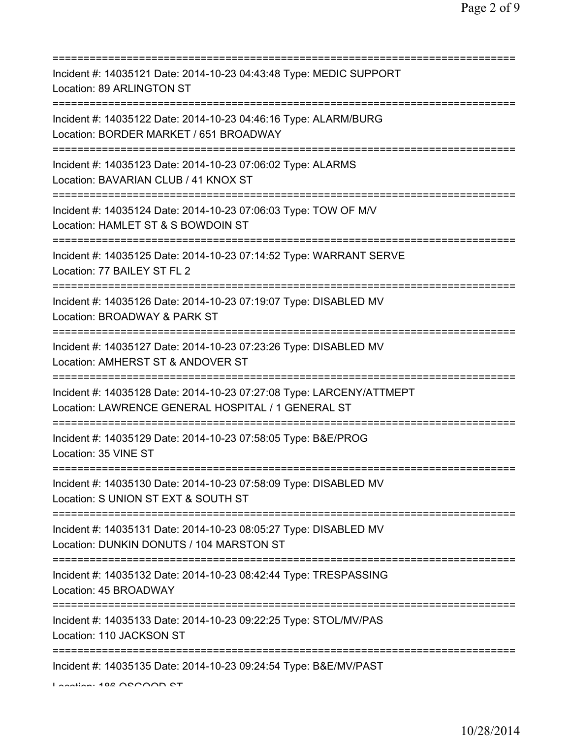==============================================================================
Incident #: 14035121 Date: 2014-10-23 04:43:48 Type: MEDIC SUPPORT
Location: 89 ARLINGTON ST
==============================================================================
Incident #: 14035122 Date: 2014-10-23 04:46:16 Type: ALARM/BURG
Location: BORDER MARKET / 651 BROADWAY
==============================================================================
Incident #: 14035123 Date: 2014-10-23 07:06:02 Type: ALARMS
Location: BAVARIAN CLUB / 41 KNOX ST
==============================================================================
Incident #: 14035124 Date: 2014-10-23 07:06:03 Type: TOW OF M/V
Location: HAMLET ST & S BOWDOIN ST
==============================================================================
Incident #: 14035125 Date: 2014-10-23 07:14:52 Type: WARRANT SERVE
Location: 77 BAILEY ST FL 2
==============================================================================
Incident #: 14035126 Date: 2014-10-23 07:19:07 Type: DISABLED MV
Location: BROADWAY & PARK ST
==============================================================================
Incident #: 14035127 Date: 2014-10-23 07:23:26 Type: DISABLED MV
Location: AMHERST ST & ANDOVER ST
==============================================================================
Incident #: 14035128 Date: 2014-10-23 07:27:08 Type: LARCENY/ATTMEPT
Location: LAWRENCE GENERAL HOSPITAL / 1 GENERAL ST
==============================================================================
Incident #: 14035129 Date: 2014-10-23 07:58:05 Type: B&E/PROG
Location: 35 VINE ST
==============================================================================
Incident #: 14035130 Date: 2014-10-23 07:58:09 Type: DISABLED MV
Location: S UNION ST EXT & SOUTH ST
==============================================================================
Incident #: 14035131 Date: 2014-10-23 08:05:27 Type: DISABLED MV
Location: DUNKIN DONUTS / 104 MARSTON ST
==============================================================================
Incident #: 14035132 Date: 2014-10-23 08:42:44 Type: TRESPASSING
Location: 45 BROADWAY
==============================================================================
Incident #: 14035133 Date: 2014-10-23 09:22:25 Type: STOL/MV/PAS
Location: 110 JACKSON ST
==============================================================================
Incident #: 14035135 Date: 2014-10-23 09:24:54 Type: B&E/MV/PAST
Location: 186 OSGOOD ST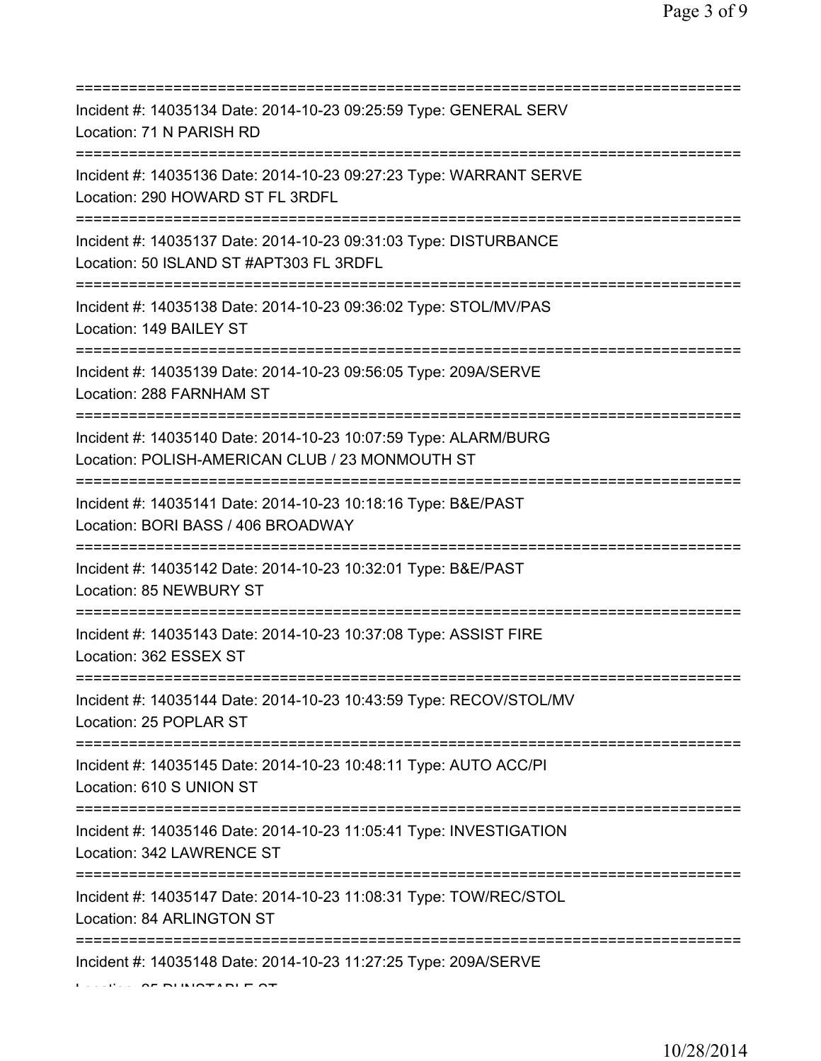===========================================================================
Incident #: 14035134 Date: 2014-10-23 09:25:59 Type: GENERAL SERV
Location: 71 N PARISH RD
===========================================================================
Incident #: 14035136 Date: 2014-10-23 09:27:23 Type: WARRANT SERVE
Location: 290 HOWARD ST FL 3RDFL
===========================================================================
Incident #: 14035137 Date: 2014-10-23 09:31:03 Type: DISTURBANCE
Location: 50 ISLAND ST #APT303 FL 3RDFL
===========================================================================
Incident #: 14035138 Date: 2014-10-23 09:36:02 Type: STOL/MV/PAS
Location: 149 BAILEY ST
===========================================================================
Incident #: 14035139 Date: 2014-10-23 09:56:05 Type: 209A/SERVE
Location: 288 FARNHAM ST
===========================================================================
Incident #: 14035140 Date: 2014-10-23 10:07:59 Type: ALARM/BURG
Location: POLISH-AMERICAN CLUB / 23 MONMOUTH ST
===========================================================================
Incident #: 14035141 Date: 2014-10-23 10:18:16 Type: B&E/PAST
Location: BORI BASS / 406 BROADWAY
===========================================================================
Incident #: 14035142 Date: 2014-10-23 10:32:01 Type: B&E/PAST
Location: 85 NEWBURY ST
===========================================================================
Incident #: 14035143 Date: 2014-10-23 10:37:08 Type: ASSIST FIRE
Location: 362 ESSEX ST
===========================================================================
Incident #: 14035144 Date: 2014-10-23 10:43:59 Type: RECOV/STOL/MV
Location: 25 POPLAR ST
===========================================================================
Incident #: 14035145 Date: 2014-10-23 10:48:11 Type: AUTO ACC/PI
Location: 610 S UNION ST
===========================================================================
Incident #: 14035146 Date: 2014-10-23 11:05:41 Type: INVESTIGATION
Location: 342 LAWRENCE ST
===========================================================================
Incident #: 14035147 Date: 2014-10-23 11:08:31 Type: TOW/REC/STOL
Location: 84 ARLINGTON ST
===========================================================================
Incident #: 14035148 Date: 2014-10-23 11:27:25 Type: 209A/SERVE
Location: 25 DUNSTABLE ST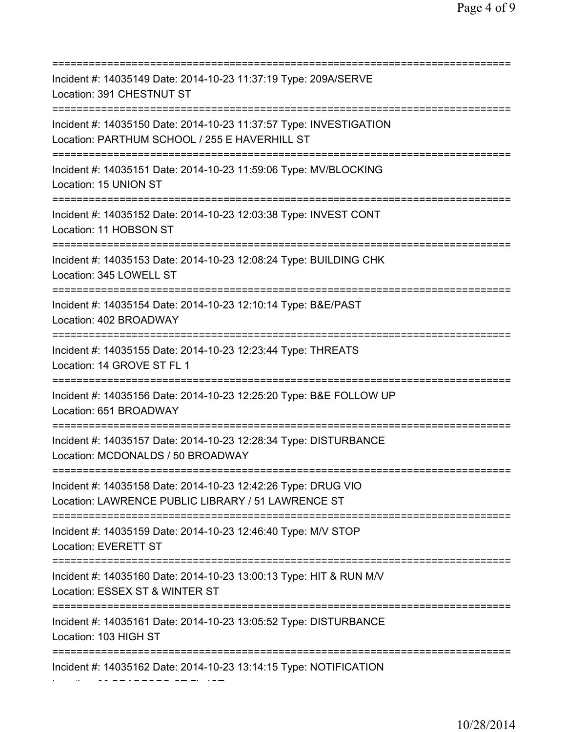===========================================================================
Incident #: 14035149 Date: 2014-10-23 11:37:19 Type: 209A/SERVE
Location: 391 CHESTNUT ST
===========================================================================
Incident #: 14035150 Date: 2014-10-23 11:37:57 Type: INVESTIGATION
Location: PARTHUM SCHOOL / 255 E HAVERHILL ST
===========================================================================
Incident #: 14035151 Date: 2014-10-23 11:59:06 Type: MV/BLOCKING
Location: 15 UNION ST
===========================================================================
Incident #: 14035152 Date: 2014-10-23 12:03:38 Type: INVEST CONT
Location: 11 HOBSON ST
===========================================================================
Incident #: 14035153 Date: 2014-10-23 12:08:24 Type: BUILDING CHK
Location: 345 LOWELL ST
===========================================================================
Incident #: 14035154 Date: 2014-10-23 12:10:14 Type: B&E/PAST
Location: 402 BROADWAY
===========================================================================
Incident #: 14035155 Date: 2014-10-23 12:23:44 Type: THREATS
Location: 14 GROVE ST FL 1
===========================================================================
Incident #: 14035156 Date: 2014-10-23 12:25:20 Type: B&E FOLLOW UP
Location: 651 BROADWAY
===========================================================================
Incident #: 14035157 Date: 2014-10-23 12:28:34 Type: DISTURBANCE
Location: MCDONALDS / 50 BROADWAY
===========================================================================
Incident #: 14035158 Date: 2014-10-23 12:42:26 Type: DRUG VIO
Location: LAWRENCE PUBLIC LIBRARY / 51 LAWRENCE ST
===========================================================================
Incident #: 14035159 Date: 2014-10-23 12:46:40 Type: M/V STOP
Location: EVERETT ST
===========================================================================
Incident #: 14035160 Date: 2014-10-23 13:00:13 Type: HIT & RUN M/V
Location: ESSEX ST & WINTER ST
===========================================================================
Incident #: 14035161 Date: 2014-10-23 13:05:52 Type: DISTURBANCE
Location: 103 HIGH ST
===========================================================================
Incident #: 14035162 Date: 2014-10-23 13:14:15 Type: NOTIFICATION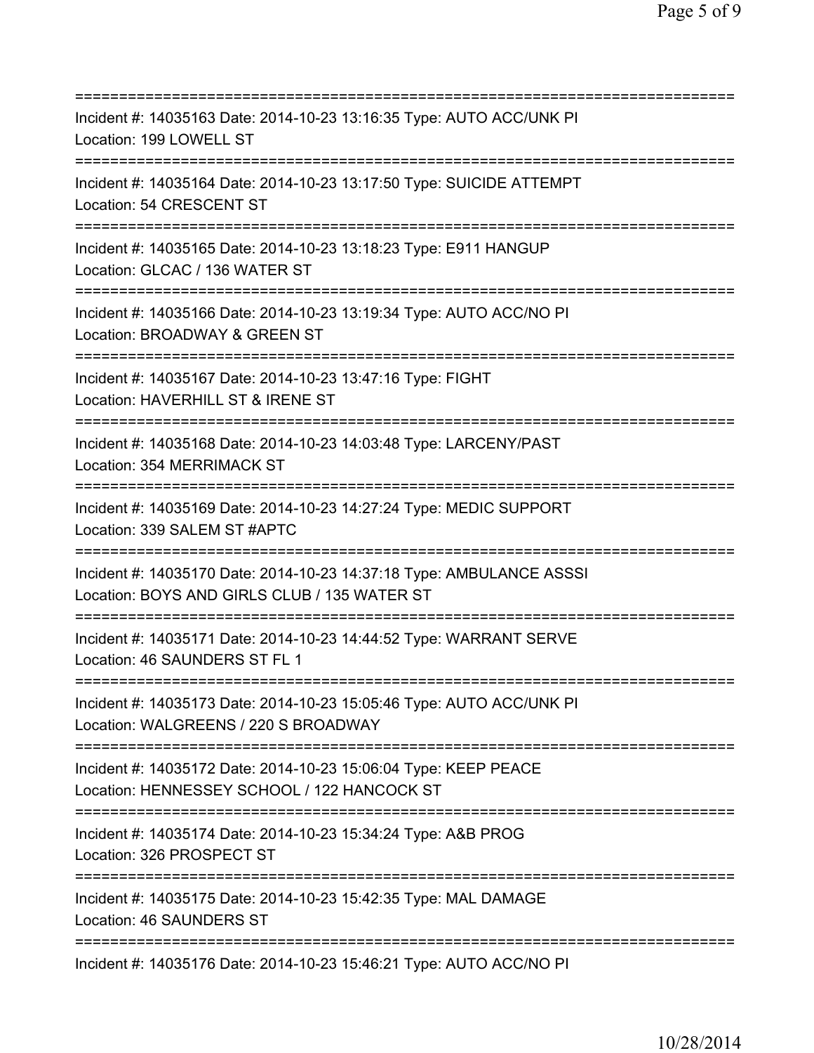===========================================================================
Incident #: 14035163 Date: 2014-10-23 13:16:35 Type: AUTO ACC/UNK PI
Location: 199 LOWELL ST
===========================================================================
Incident #: 14035164 Date: 2014-10-23 13:17:50 Type: SUICIDE ATTEMPT
Location: 54 CRESCENT ST
===========================================================================
Incident #: 14035165 Date: 2014-10-23 13:18:23 Type: E911 HANGUP
Location: GLCAC / 136 WATER ST
===========================================================================
Incident #: 14035166 Date: 2014-10-23 13:19:34 Type: AUTO ACC/NO PI
Location: BROADWAY & GREEN ST
===========================================================================
Incident #: 14035167 Date: 2014-10-23 13:47:16 Type: FIGHT
Location: HAVERHILL ST & IRENE ST
===========================================================================
Incident #: 14035168 Date: 2014-10-23 14:03:48 Type: LARCENY/PAST
Location: 354 MERRIMACK ST
===========================================================================
Incident #: 14035169 Date: 2014-10-23 14:27:24 Type: MEDIC SUPPORT
Location: 339 SALEM ST #APTC
===========================================================================
Incident #: 14035170 Date: 2014-10-23 14:37:18 Type: AMBULANCE ASSSI
Location: BOYS AND GIRLS CLUB / 135 WATER ST
===========================================================================
Incident #: 14035171 Date: 2014-10-23 14:44:52 Type: WARRANT SERVE
Location: 46 SAUNDERS ST FL 1
===========================================================================
Incident #: 14035173 Date: 2014-10-23 15:05:46 Type: AUTO ACC/UNK PI
Location: WALGREENS / 220 S BROADWAY
===========================================================================
Incident #: 14035172 Date: 2014-10-23 15:06:04 Type: KEEP PEACE
Location: HENNESSEY SCHOOL / 122 HANCOCK ST
===========================================================================
Incident #: 14035174 Date: 2014-10-23 15:34:24 Type: A&B PROG
Location: 326 PROSPECT ST
===========================================================================
Incident #: 14035175 Date: 2014-10-23 15:42:35 Type: MAL DAMAGE
Location: 46 SAUNDERS ST
===========================================================================
Incident #: 14035176 Date: 2014-10-23 15:46:21 Type: AUTO ACC/NO PI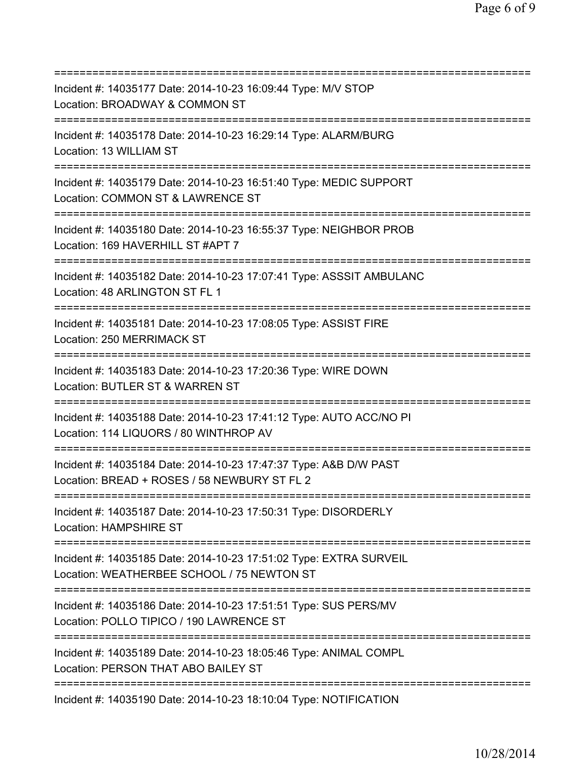===========================================================================
Incident #: 14035177 Date: 2014-10-23 16:09:44 Type: M/V STOP
Location: BROADWAY & COMMON ST
===========================================================================
Incident #: 14035178 Date: 2014-10-23 16:29:14 Type: ALARM/BURG
Location: 13 WILLIAM ST
===========================================================================
Incident #: 14035179 Date: 2014-10-23 16:51:40 Type: MEDIC SUPPORT
Location: COMMON ST & LAWRENCE ST
===========================================================================
Incident #: 14035180 Date: 2014-10-23 16:55:37 Type: NEIGHBOR PROB
Location: 169 HAVERHILL ST #APT 7
===========================================================================
Incident #: 14035182 Date: 2014-10-23 17:07:41 Type: ASSSIT AMBULANC
Location: 48 ARLINGTON ST FL 1
===========================================================================
Incident #: 14035181 Date: 2014-10-23 17:08:05 Type: ASSIST FIRE
Location: 250 MERRIMACK ST
===========================================================================
Incident #: 14035183 Date: 2014-10-23 17:20:36 Type: WIRE DOWN
Location: BUTLER ST & WARREN ST
===========================================================================
Incident #: 14035188 Date: 2014-10-23 17:41:12 Type: AUTO ACC/NO PI
Location: 114 LIQUORS / 80 WINTHROP AV
===========================================================================
Incident #: 14035184 Date: 2014-10-23 17:47:37 Type: A&B D/W PAST
Location: BREAD + ROSES / 58 NEWBURY ST FL 2
===========================================================================
Incident #: 14035187 Date: 2014-10-23 17:50:31 Type: DISORDERLY
Location: HAMPSHIRE ST
===========================================================================
Incident #: 14035185 Date: 2014-10-23 17:51:02 Type: EXTRA SURVEIL
Location: WEATHERBEE SCHOOL / 75 NEWTON ST
===========================================================================
Incident #: 14035186 Date: 2014-10-23 17:51:51 Type: SUS PERS/MV
Location: POLLO TIPICO / 190 LAWRENCE ST
===========================================================================
Incident #: 14035189 Date: 2014-10-23 18:05:46 Type: ANIMAL COMPL
Location: PERSON THAT ABO BAILEY ST
===========================================================================
Incident #: 14035190 Date: 2014-10-23 18:10:04 Type: NOTIFICATION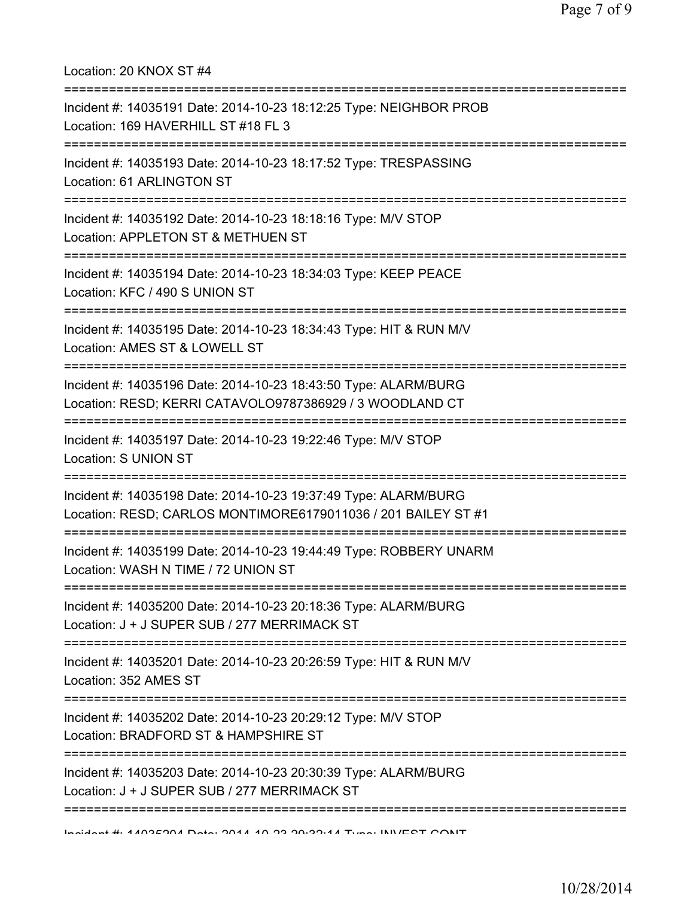Location: 20 KNOX ST #4

===========================================================================

Incident #: 14035191 Date: 2014-10-23 18:12:25 Type: NEIGHBOR PROB
Location: 169 HAVERHILL ST #18 FL 3

===========================================================================

Incident #: 14035193 Date: 2014-10-23 18:17:52 Type: TRESPASSING
Location: 61 ARLINGTON ST

===========================================================================

Incident #: 14035192 Date: 2014-10-23 18:18:16 Type: M/V STOP
Location: APPLETON ST & METHUEN ST

===========================================================================

Incident #: 14035194 Date: 2014-10-23 18:34:03 Type: KEEP PEACE
Location: KFC / 490 S UNION ST

===========================================================================

Incident #: 14035195 Date: 2014-10-23 18:34:43 Type: HIT & RUN M/V
Location: AMES ST & LOWELL ST

===========================================================================

Incident #: 14035196 Date: 2014-10-23 18:43:50 Type: ALARM/BURG
Location: RESD; KERRI CATAVOLO9787386929 / 3 WOODLAND CT

===========================================================================

Incident #: 14035197 Date: 2014-10-23 19:22:46 Type: M/V STOP
Location: S UNION ST

===========================================================================

Incident #: 14035198 Date: 2014-10-23 19:37:49 Type: ALARM/BURG
Location: RESD; CARLOS MONTIMORE6179011036 / 201 BAILEY ST #1

===========================================================================

Incident #: 14035199 Date: 2014-10-23 19:44:49 Type: ROBBERY UNARM
Location: WASH N TIME / 72 UNION ST

===========================================================================

Incident #: 14035200 Date: 2014-10-23 20:18:36 Type: ALARM/BURG
Location: J + J SUPER SUB / 277 MERRIMACK ST

===========================================================================

Incident #: 14035201 Date: 2014-10-23 20:26:59 Type: HIT & RUN M/V
Location: 352 AMES ST

===========================================================================

Incident #: 14035202 Date: 2014-10-23 20:29:12 Type: M/V STOP
Location: BRADFORD ST & HAMPSHIRE ST

===========================================================================

Incident #: 14035203 Date: 2014-10-23 20:30:39 Type: ALARM/BURG
Location: J + J SUPER SUB / 277 MERRIMACK ST

===========================================================================

Incident #: 14035204 Date: 2014-10-23 20:32:14 Type: INVEST CONT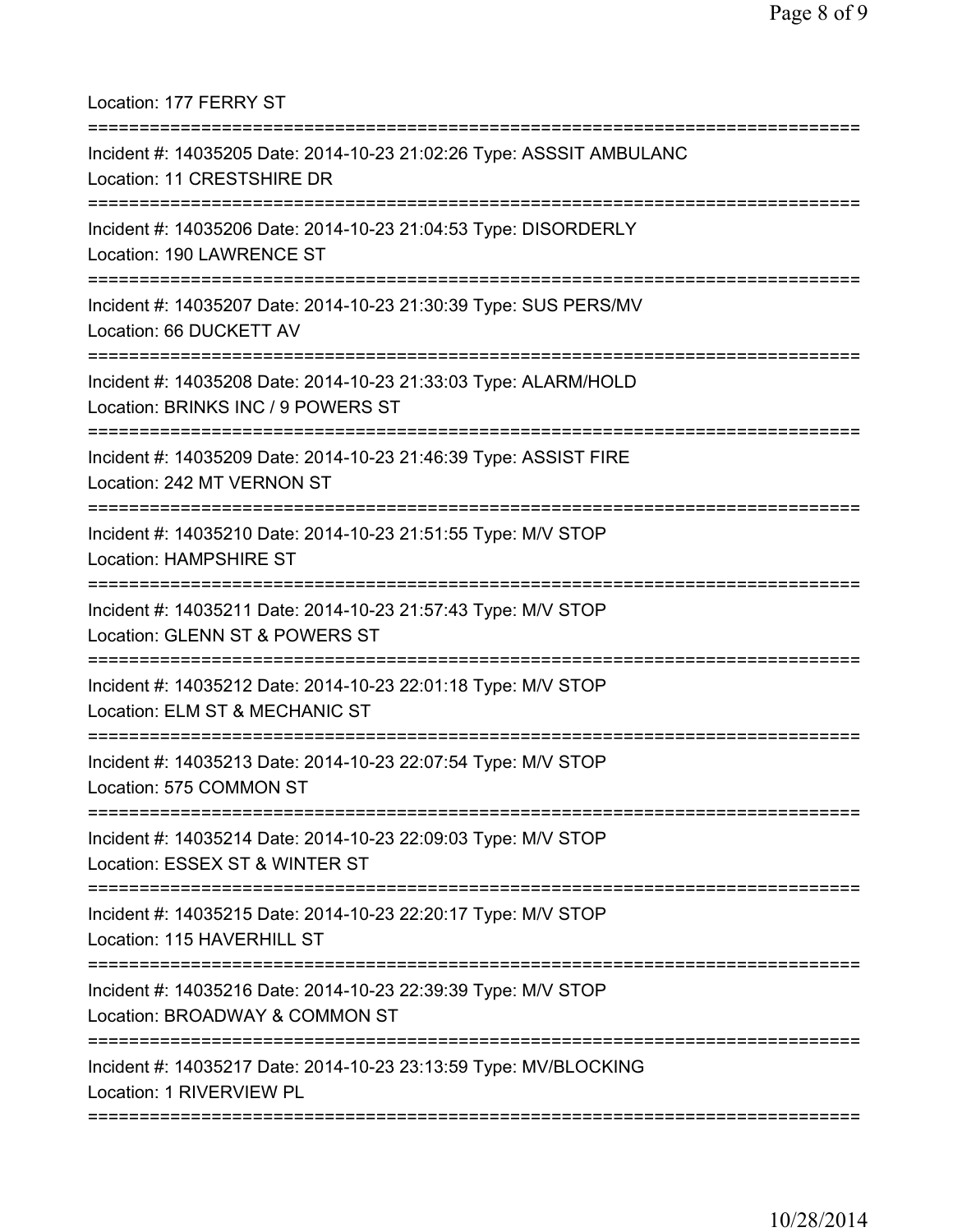Location: 177 FERRY ST

===========================================================================

Incident #: 14035205 Date: 2014-10-23 21:02:26 Type: ASSSIT AMBULANC
Location: 11 CRESTSHIRE DR

===========================================================================

Incident #: 14035206 Date: 2014-10-23 21:04:53 Type: DISORDERLY
Location: 190 LAWRENCE ST

===========================================================================

Incident #: 14035207 Date: 2014-10-23 21:30:39 Type: SUS PERS/MV
Location: 66 DUCKETT AV

===========================================================================

Incident #: 14035208 Date: 2014-10-23 21:33:03 Type: ALARM/HOLD
Location: BRINKS INC / 9 POWERS ST

===========================================================================

Incident #: 14035209 Date: 2014-10-23 21:46:39 Type: ASSIST FIRE
Location: 242 MT VERNON ST

===========================================================================

Incident #: 14035210 Date: 2014-10-23 21:51:55 Type: M/V STOP
Location: HAMPSHIRE ST

===========================================================================

Incident #: 14035211 Date: 2014-10-23 21:57:43 Type: M/V STOP
Location: GLENN ST & POWERS ST

===========================================================================

Incident #: 14035212 Date: 2014-10-23 22:01:18 Type: M/V STOP
Location: ELM ST & MECHANIC ST

===========================================================================

Incident #: 14035213 Date: 2014-10-23 22:07:54 Type: M/V STOP
Location: 575 COMMON ST

===========================================================================

Incident #: 14035214 Date: 2014-10-23 22:09:03 Type: M/V STOP
Location: ESSEX ST & WINTER ST

===========================================================================

Incident #: 14035215 Date: 2014-10-23 22:20:17 Type: M/V STOP
Location: 115 HAVERHILL ST

===========================================================================

Incident #: 14035216 Date: 2014-10-23 22:39:39 Type: M/V STOP
Location: BROADWAY & COMMON ST

===========================================================================

Incident #: 14035217 Date: 2014-10-23 23:13:59 Type: MV/BLOCKING
Location: 1 RIVERVIEW PL

===========================================================================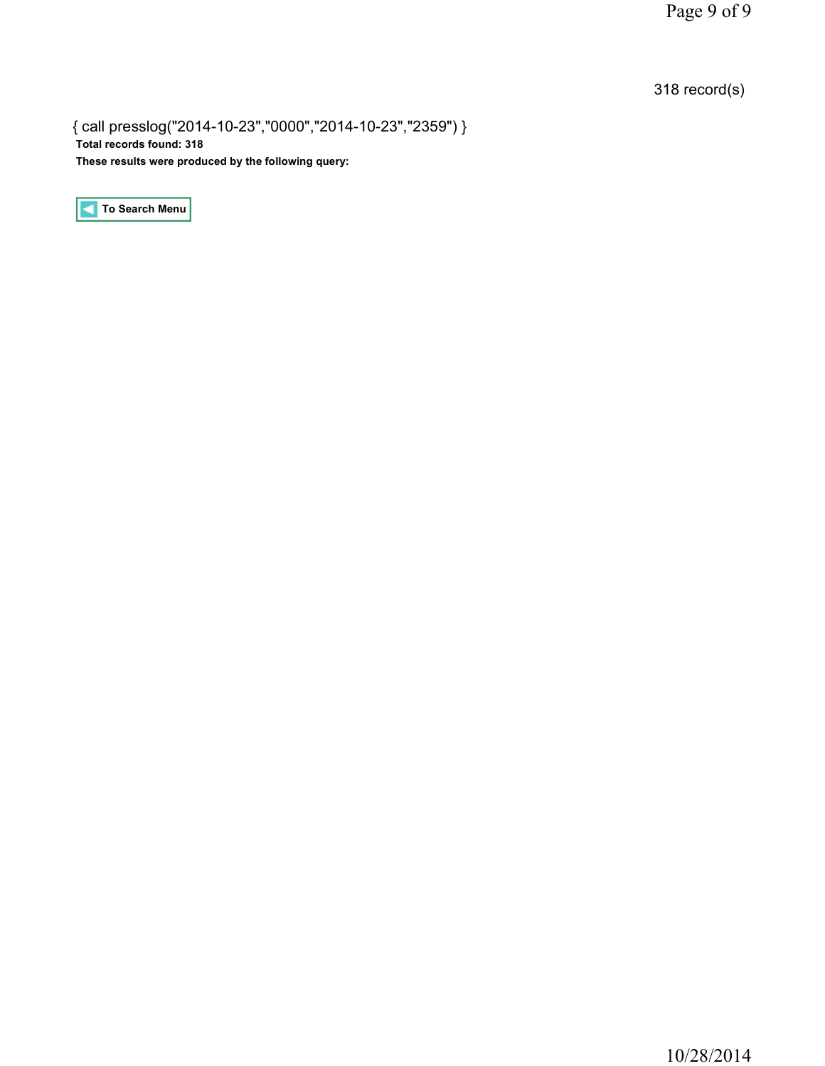318 record(s)

```
{ call presslog("2014-10-23","0000","2014-10-23","2359") }
```

**Total records found: 318**

**These results were produced by the following query:**

**To Search Menu**